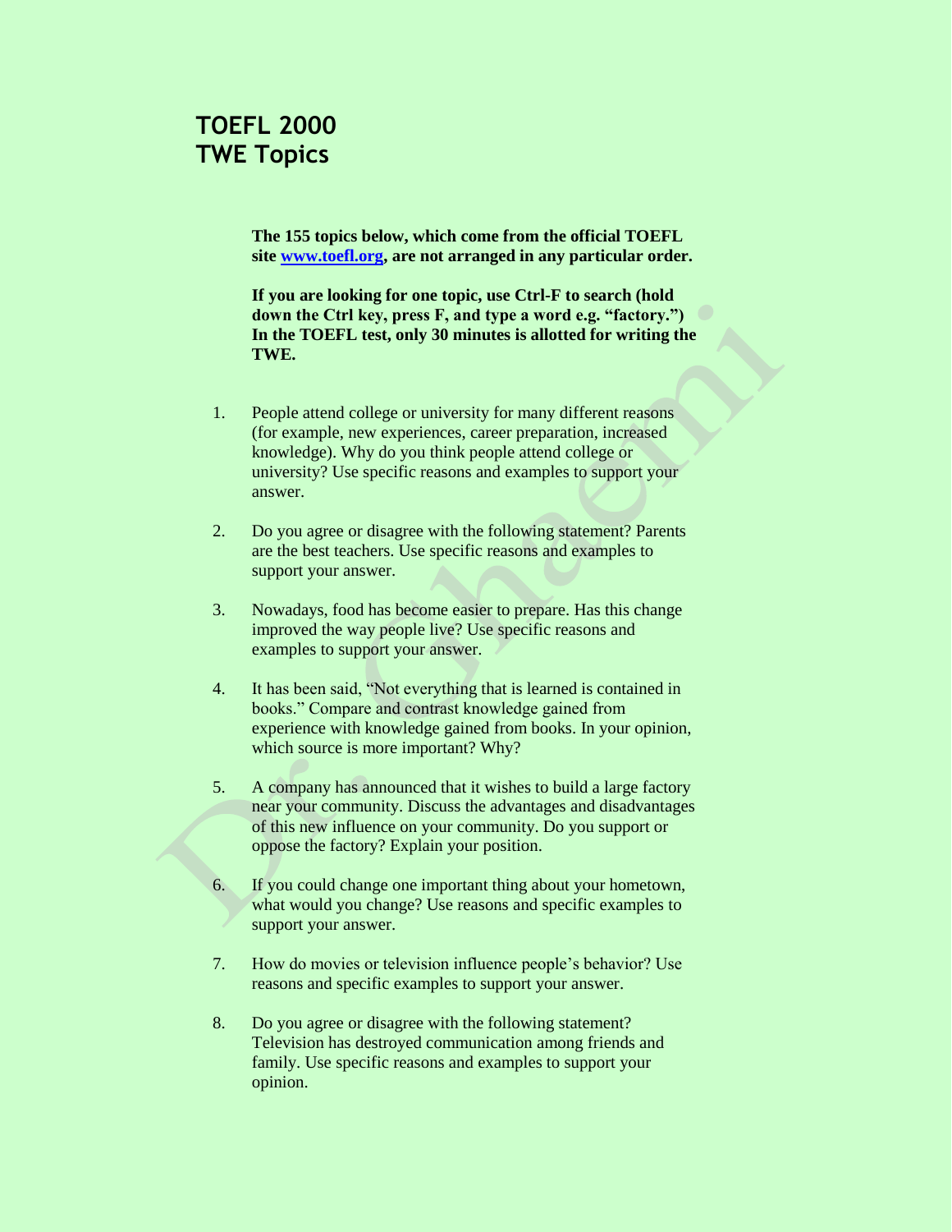# TOEFL 2000
# TWE Topics

**The 155 topics below, which come from the official TOEFL site [www.toefl.org](http://www.toefl.org), are not arranged in any particular order.**

**If you are looking for one topic, use Ctrl-F to search (hold down the Ctrl key, press F, and type a word e.g. "factory.") In the TOEFL test, only 30 minutes is allotted for writing the TWE.**

1. People attend college or university for many different reasons (for example, new experiences, career preparation, increased knowledge). Why do you think people attend college or university? Use specific reasons and examples to support your answer.

2. Do you agree or disagree with the following statement? Parents are the best teachers. Use specific reasons and examples to support your answer.

3. Nowadays, food has become easier to prepare. Has this change improved the way people live? Use specific reasons and examples to support your answer.

4. It has been said, "Not everything that is learned is contained in books." Compare and contrast knowledge gained from experience with knowledge gained from books. In your opinion, which source is more important? Why?

5. A company has announced that it wishes to build a large factory near your community. Discuss the advantages and disadvantages of this new influence on your community. Do you support or oppose the factory? Explain your position.

6. If you could change one important thing about your hometown, what would you change? Use reasons and specific examples to support your answer.

7. How do movies or television influence people's behavior? Use reasons and specific examples to support your answer.

8. Do you agree or disagree with the following statement? Television has destroyed communication among friends and family. Use specific reasons and examples to support your opinion.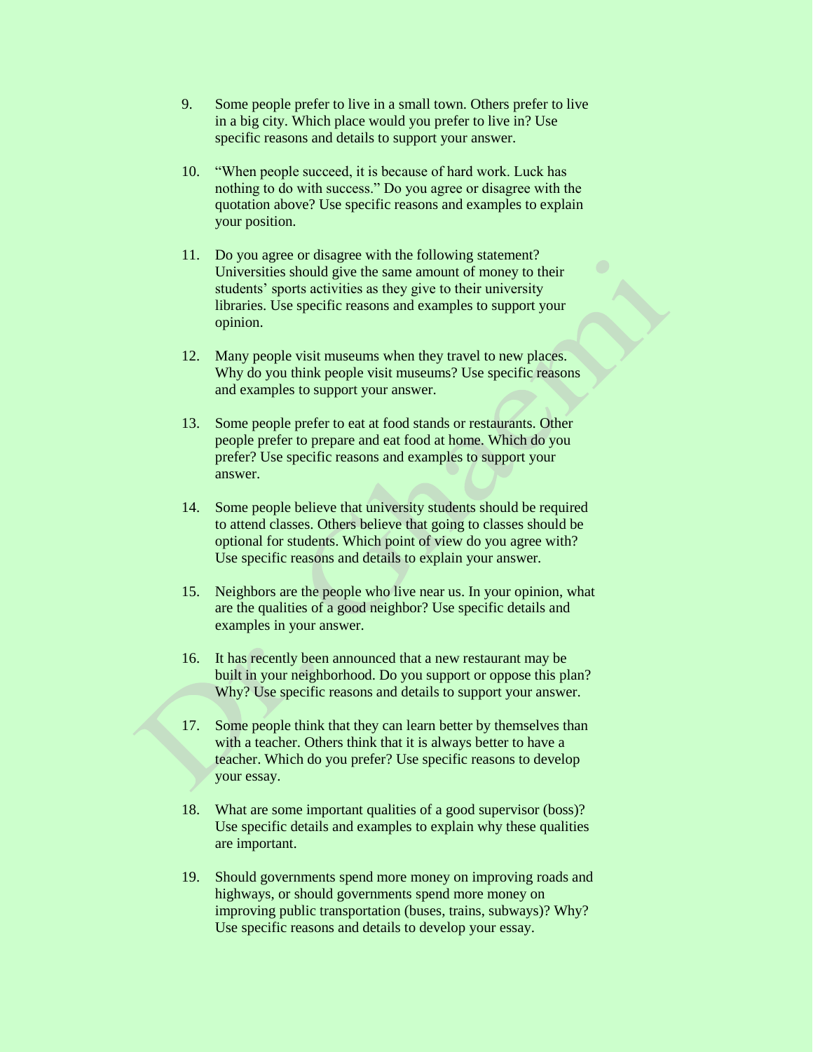9. Some people prefer to live in a small town. Others prefer to live in a big city. Which place would you prefer to live in? Use specific reasons and details to support your answer.

10. "When people succeed, it is because of hard work. Luck has nothing to do with success." Do you agree or disagree with the quotation above? Use specific reasons and examples to explain your position.

11. Do you agree or disagree with the following statement? Universities should give the same amount of money to their students' sports activities as they give to their university libraries. Use specific reasons and examples to support your opinion.

12. Many people visit museums when they travel to new places. Why do you think people visit museums? Use specific reasons and examples to support your answer.

13. Some people prefer to eat at food stands or restaurants. Other people prefer to prepare and eat food at home. Which do you prefer? Use specific reasons and examples to support your answer.

14. Some people believe that university students should be required to attend classes. Others believe that going to classes should be optional for students. Which point of view do you agree with? Use specific reasons and details to explain your answer.

15. Neighbors are the people who live near us. In your opinion, what are the qualities of a good neighbor? Use specific details and examples in your answer.

16. It has recently been announced that a new restaurant may be built in your neighborhood. Do you support or oppose this plan? Why? Use specific reasons and details to support your answer.

17. Some people think that they can learn better by themselves than with a teacher. Others think that it is always better to have a teacher. Which do you prefer? Use specific reasons to develop your essay.

18. What are some important qualities of a good supervisor (boss)? Use specific details and examples to explain why these qualities are important.

19. Should governments spend more money on improving roads and highways, or should governments spend more money on improving public transportation (buses, trains, subways)? Why? Use specific reasons and details to develop your essay.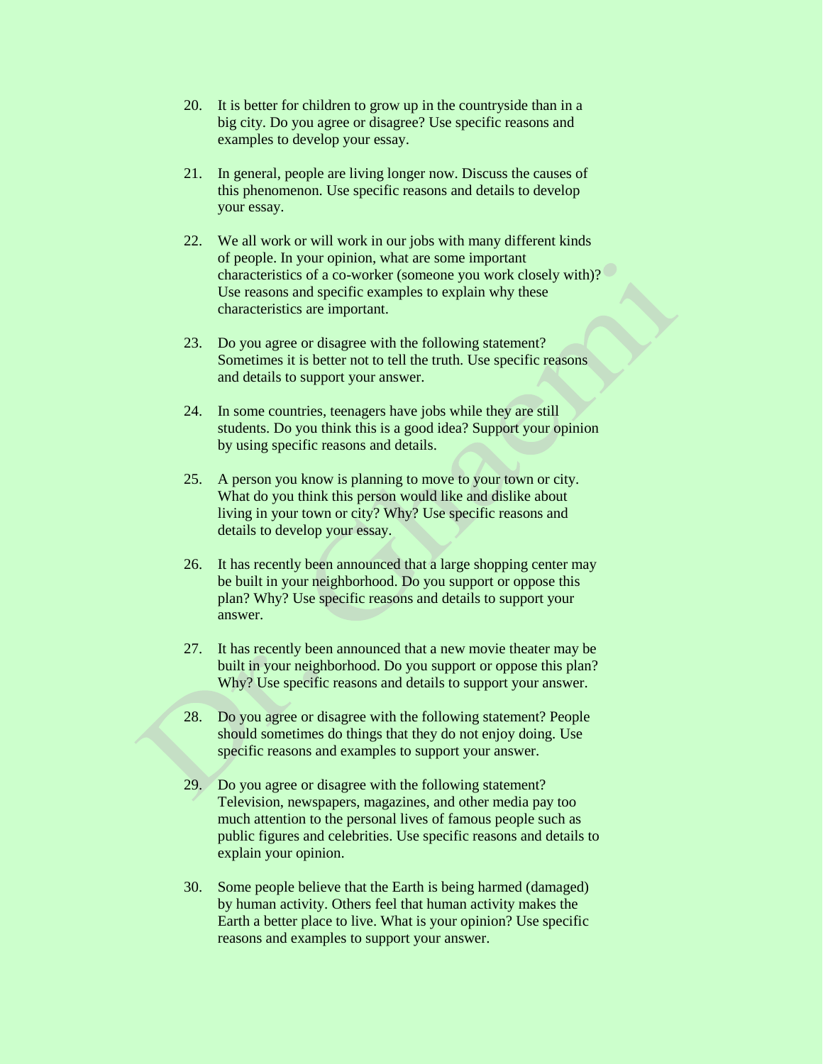20. It is better for children to grow up in the countryside than in a big city. Do you agree or disagree? Use specific reasons and examples to develop your essay.

21. In general, people are living longer now. Discuss the causes of this phenomenon. Use specific reasons and details to develop your essay.

22. We all work or will work in our jobs with many different kinds of people. In your opinion, what are some important characteristics of a co-worker (someone you work closely with)? Use reasons and specific examples to explain why these characteristics are important.

23. Do you agree or disagree with the following statement? Sometimes it is better not to tell the truth. Use specific reasons and details to support your answer.

24. In some countries, teenagers have jobs while they are still students. Do you think this is a good idea? Support your opinion by using specific reasons and details.

25. A person you know is planning to move to your town or city. What do you think this person would like and dislike about living in your town or city? Why? Use specific reasons and details to develop your essay.

26. It has recently been announced that a large shopping center may be built in your neighborhood. Do you support or oppose this plan? Why? Use specific reasons and details to support your answer.

27. It has recently been announced that a new movie theater may be built in your neighborhood. Do you support or oppose this plan? Why? Use specific reasons and details to support your answer.

28. Do you agree or disagree with the following statement? People should sometimes do things that they do not enjoy doing. Use specific reasons and examples to support your answer.

29. Do you agree or disagree with the following statement? Television, newspapers, magazines, and other media pay too much attention to the personal lives of famous people such as public figures and celebrities. Use specific reasons and details to explain your opinion.

30. Some people believe that the Earth is being harmed (damaged) by human activity. Others feel that human activity makes the Earth a better place to live. What is your opinion? Use specific reasons and examples to support your answer.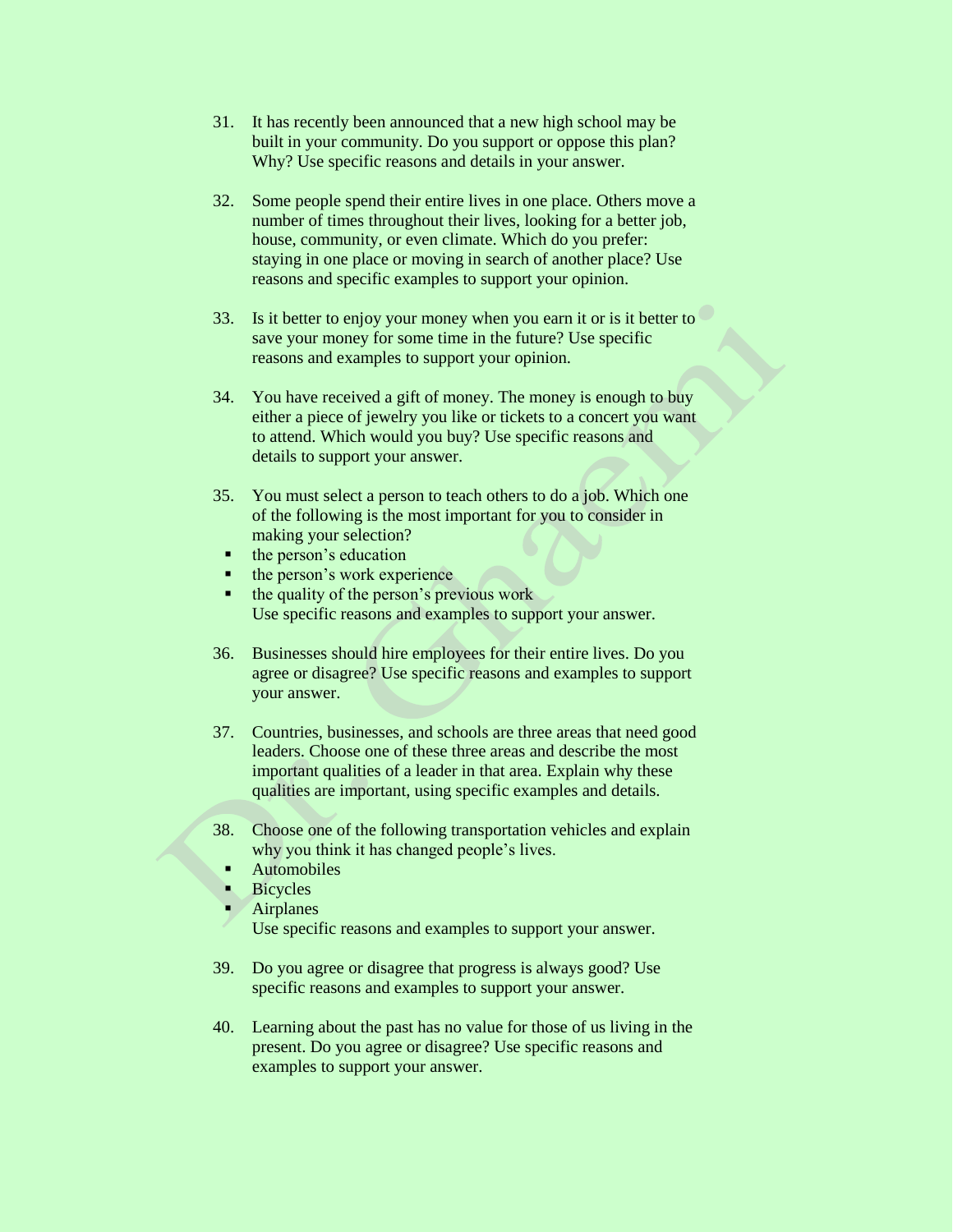31. It has recently been announced that a new high school may be built in your community. Do you support or oppose this plan? Why? Use specific reasons and details in your answer.

32. Some people spend their entire lives in one place. Others move a number of times throughout their lives, looking for a better job, house, community, or even climate. Which do you prefer: staying in one place or moving in search of another place? Use reasons and specific examples to support your opinion.

33. Is it better to enjoy your money when you earn it or is it better to save your money for some time in the future? Use specific reasons and examples to support your opinion.

34. You have received a gift of money. The money is enough to buy either a piece of jewelry you like or tickets to a concert you want to attend. Which would you buy? Use specific reasons and details to support your answer.

35. You must select a person to teach others to do a job. Which one of the following is the most important for you to consider in making your selection?
    - the person's education
    - the person's work experience
    - the quality of the person's previous work

    Use specific reasons and examples to support your answer.

36. Businesses should hire employees for their entire lives. Do you agree or disagree? Use specific reasons and examples to support your answer.

37. Countries, businesses, and schools are three areas that need good leaders. Choose one of these three areas and describe the most important qualities of a leader in that area. Explain why these qualities are important, using specific examples and details.

38. Choose one of the following transportation vehicles and explain why you think it has changed people's lives.
    - Automobiles
    - Bicycles
    - Airplanes

    Use specific reasons and examples to support your answer.

39. Do you agree or disagree that progress is always good? Use specific reasons and examples to support your answer.

40. Learning about the past has no value for those of us living in the present. Do you agree or disagree? Use specific reasons and examples to support your answer.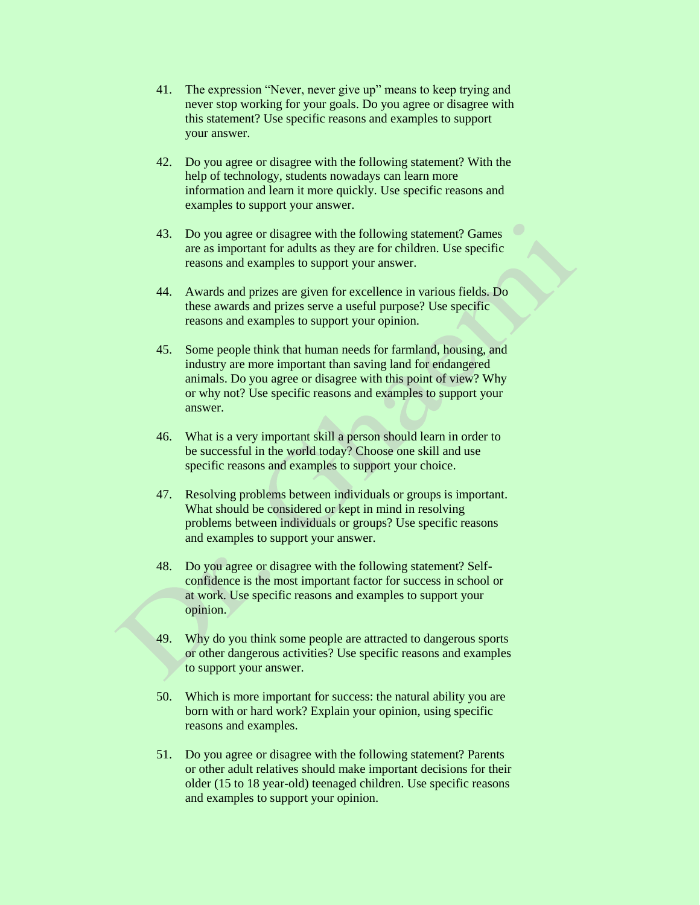41. The expression "Never, never give up" means to keep trying and never stop working for your goals. Do you agree or disagree with this statement? Use specific reasons and examples to support your answer.

42. Do you agree or disagree with the following statement? With the help of technology, students nowadays can learn more information and learn it more quickly. Use specific reasons and examples to support your answer.

43. Do you agree or disagree with the following statement? Games are as important for adults as they are for children. Use specific reasons and examples to support your answer.

44. Awards and prizes are given for excellence in various fields. Do these awards and prizes serve a useful purpose? Use specific reasons and examples to support your opinion.

45. Some people think that human needs for farmland, housing, and industry are more important than saving land for endangered animals. Do you agree or disagree with this point of view? Why or why not? Use specific reasons and examples to support your answer.

46. What is a very important skill a person should learn in order to be successful in the world today? Choose one skill and use specific reasons and examples to support your choice.

47. Resolving problems between individuals or groups is important. What should be considered or kept in mind in resolving problems between individuals or groups? Use specific reasons and examples to support your answer.

48. Do you agree or disagree with the following statement? Self-confidence is the most important factor for success in school or at work. Use specific reasons and examples to support your opinion.

49. Why do you think some people are attracted to dangerous sports or other dangerous activities? Use specific reasons and examples to support your answer.

50. Which is more important for success: the natural ability you are born with or hard work? Explain your opinion, using specific reasons and examples.

51. Do you agree or disagree with the following statement? Parents or other adult relatives should make important decisions for their older (15 to 18 year-old) teenaged children. Use specific reasons and examples to support your opinion.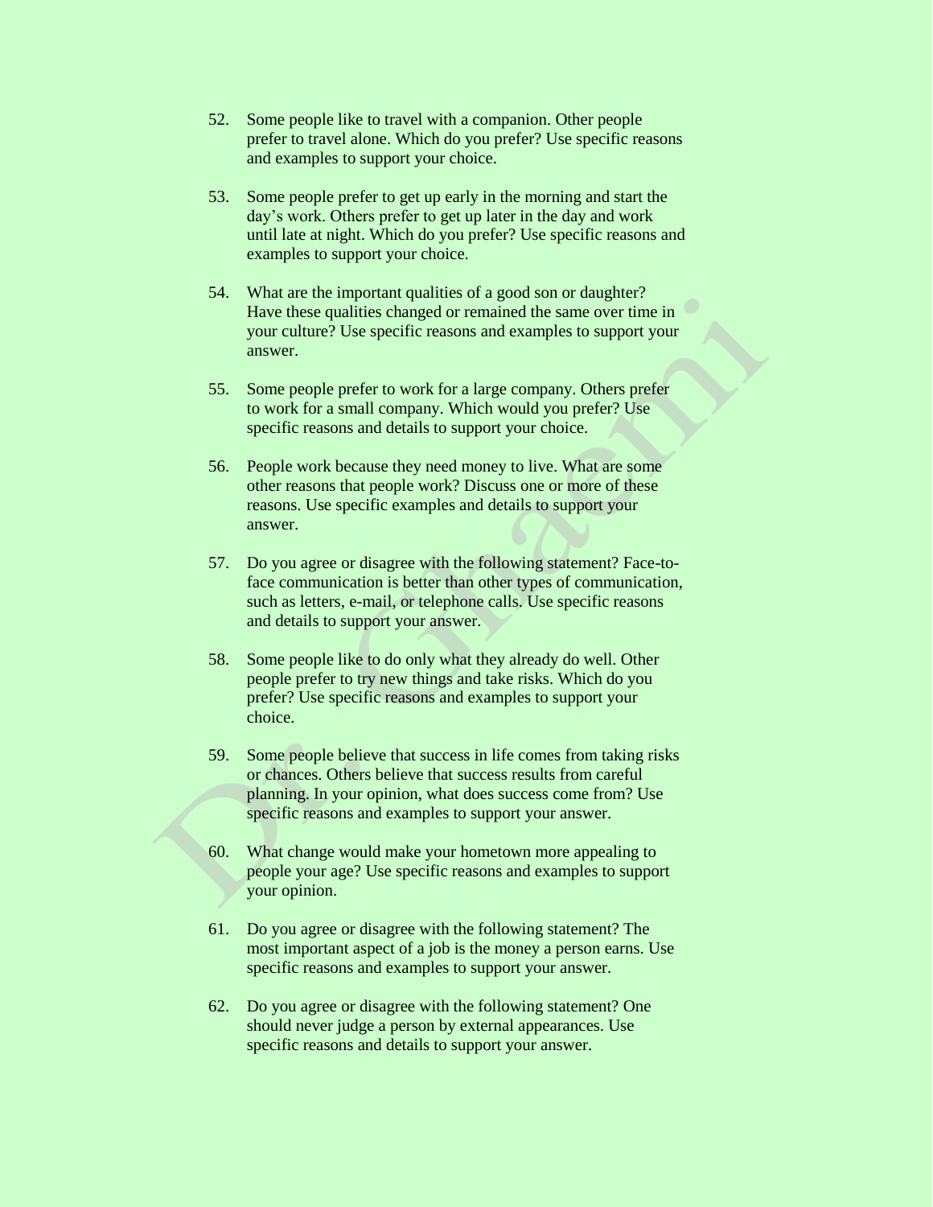52. Some people like to travel with a companion. Other people prefer to travel alone. Which do you prefer? Use specific reasons and examples to support your choice.

53. Some people prefer to get up early in the morning and start the day's work. Others prefer to get up later in the day and work until late at night. Which do you prefer? Use specific reasons and examples to support your choice.

54. What are the important qualities of a good son or daughter? Have these qualities changed or remained the same over time in your culture? Use specific reasons and examples to support your answer.

55. Some people prefer to work for a large company. Others prefer to work for a small company. Which would you prefer? Use specific reasons and details to support your choice.

56. People work because they need money to live. What are some other reasons that people work? Discuss one or more of these reasons. Use specific examples and details to support your answer.

57. Do you agree or disagree with the following statement? Face-to-face communication is better than other types of communication, such as letters, e-mail, or telephone calls. Use specific reasons and details to support your answer.

58. Some people like to do only what they already do well. Other people prefer to try new things and take risks. Which do you prefer? Use specific reasons and examples to support your choice.

59. Some people believe that success in life comes from taking risks or chances. Others believe that success results from careful planning. In your opinion, what does success come from? Use specific reasons and examples to support your answer.

60. What change would make your hometown more appealing to people your age? Use specific reasons and examples to support your opinion.

61. Do you agree or disagree with the following statement? The most important aspect of a job is the money a person earns. Use specific reasons and examples to support your answer.

62. Do you agree or disagree with the following statement? One should never judge a person by external appearances. Use specific reasons and details to support your answer.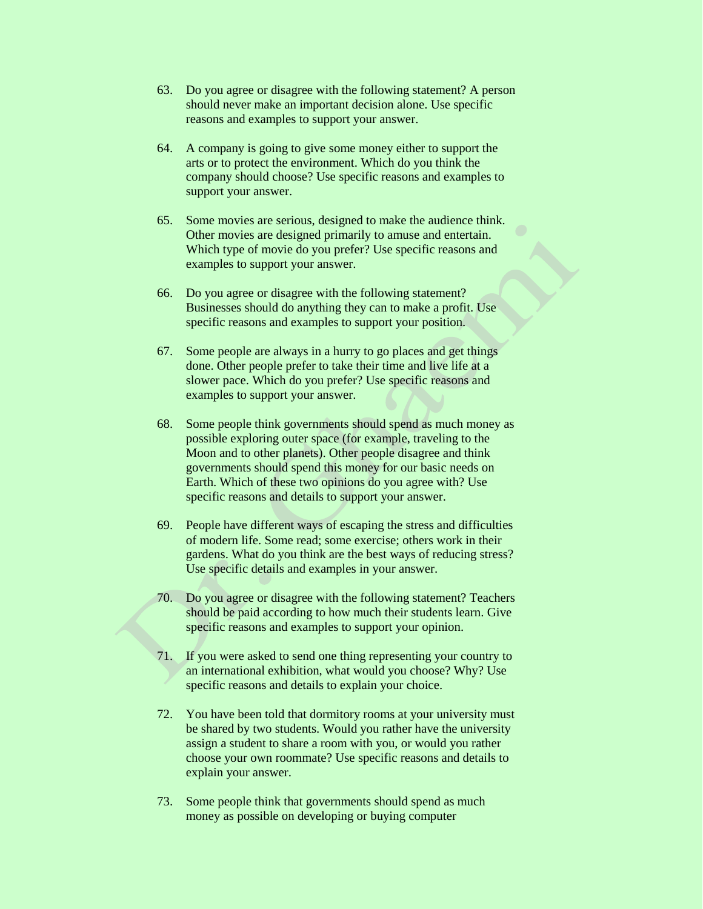63. Do you agree or disagree with the following statement? A person should never make an important decision alone. Use specific reasons and examples to support your answer.

64. A company is going to give some money either to support the arts or to protect the environment. Which do you think the company should choose? Use specific reasons and examples to support your answer.

65. Some movies are serious, designed to make the audience think. Other movies are designed primarily to amuse and entertain. Which type of movie do you prefer? Use specific reasons and examples to support your answer.

66. Do you agree or disagree with the following statement? Businesses should do anything they can to make a profit. Use specific reasons and examples to support your position.

67. Some people are always in a hurry to go places and get things done. Other people prefer to take their time and live life at a slower pace. Which do you prefer? Use specific reasons and examples to support your answer.

68. Some people think governments should spend as much money as possible exploring outer space (for example, traveling to the Moon and to other planets). Other people disagree and think governments should spend this money for our basic needs on Earth. Which of these two opinions do you agree with? Use specific reasons and details to support your answer.

69. People have different ways of escaping the stress and difficulties of modern life. Some read; some exercise; others work in their gardens. What do you think are the best ways of reducing stress? Use specific details and examples in your answer.

70. Do you agree or disagree with the following statement? Teachers should be paid according to how much their students learn. Give specific reasons and examples to support your opinion.

71. If you were asked to send one thing representing your country to an international exhibition, what would you choose? Why? Use specific reasons and details to explain your choice.

72. You have been told that dormitory rooms at your university must be shared by two students. Would you rather have the university assign a student to share a room with you, or would you rather choose your own roommate? Use specific reasons and details to explain your answer.

73. Some people think that governments should spend as much money as possible on developing or buying computer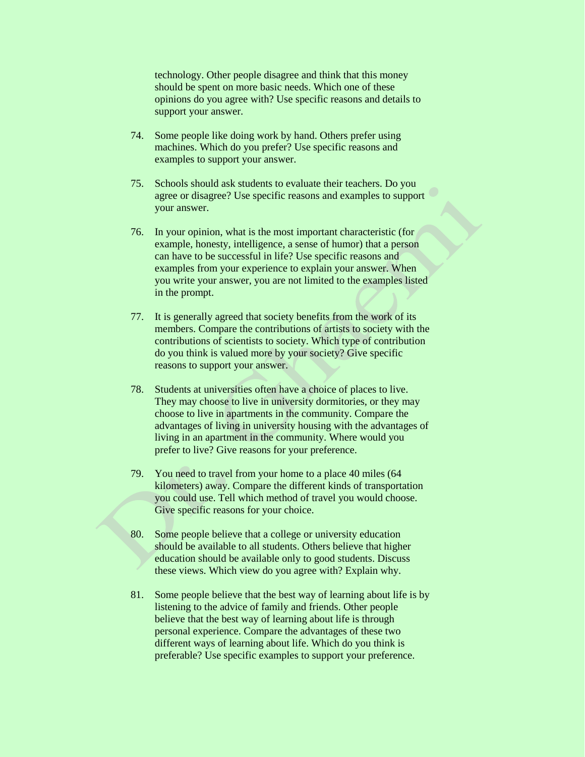technology. Other people disagree and think that this money should be spent on more basic needs. Which one of these opinions do you agree with? Use specific reasons and details to support your answer.

74. Some people like doing work by hand. Others prefer using machines. Which do you prefer? Use specific reasons and examples to support your answer.

75. Schools should ask students to evaluate their teachers. Do you agree or disagree? Use specific reasons and examples to support your answer.

76. In your opinion, what is the most important characteristic (for example, honesty, intelligence, a sense of humor) that a person can have to be successful in life? Use specific reasons and examples from your experience to explain your answer. When you write your answer, you are not limited to the examples listed in the prompt.

77. It is generally agreed that society benefits from the work of its members. Compare the contributions of artists to society with the contributions of scientists to society. Which type of contribution do you think is valued more by your society? Give specific reasons to support your answer.

78. Students at universities often have a choice of places to live. They may choose to live in university dormitories, or they may choose to live in apartments in the community. Compare the advantages of living in university housing with the advantages of living in an apartment in the community. Where would you prefer to live? Give reasons for your preference.

79. You need to travel from your home to a place 40 miles (64 kilometers) away. Compare the different kinds of transportation you could use. Tell which method of travel you would choose. Give specific reasons for your choice.

80. Some people believe that a college or university education should be available to all students. Others believe that higher education should be available only to good students. Discuss these views. Which view do you agree with? Explain why.

81. Some people believe that the best way of learning about life is by listening to the advice of family and friends. Other people believe that the best way of learning about life is through personal experience. Compare the advantages of these two different ways of learning about life. Which do you think is preferable? Use specific examples to support your preference.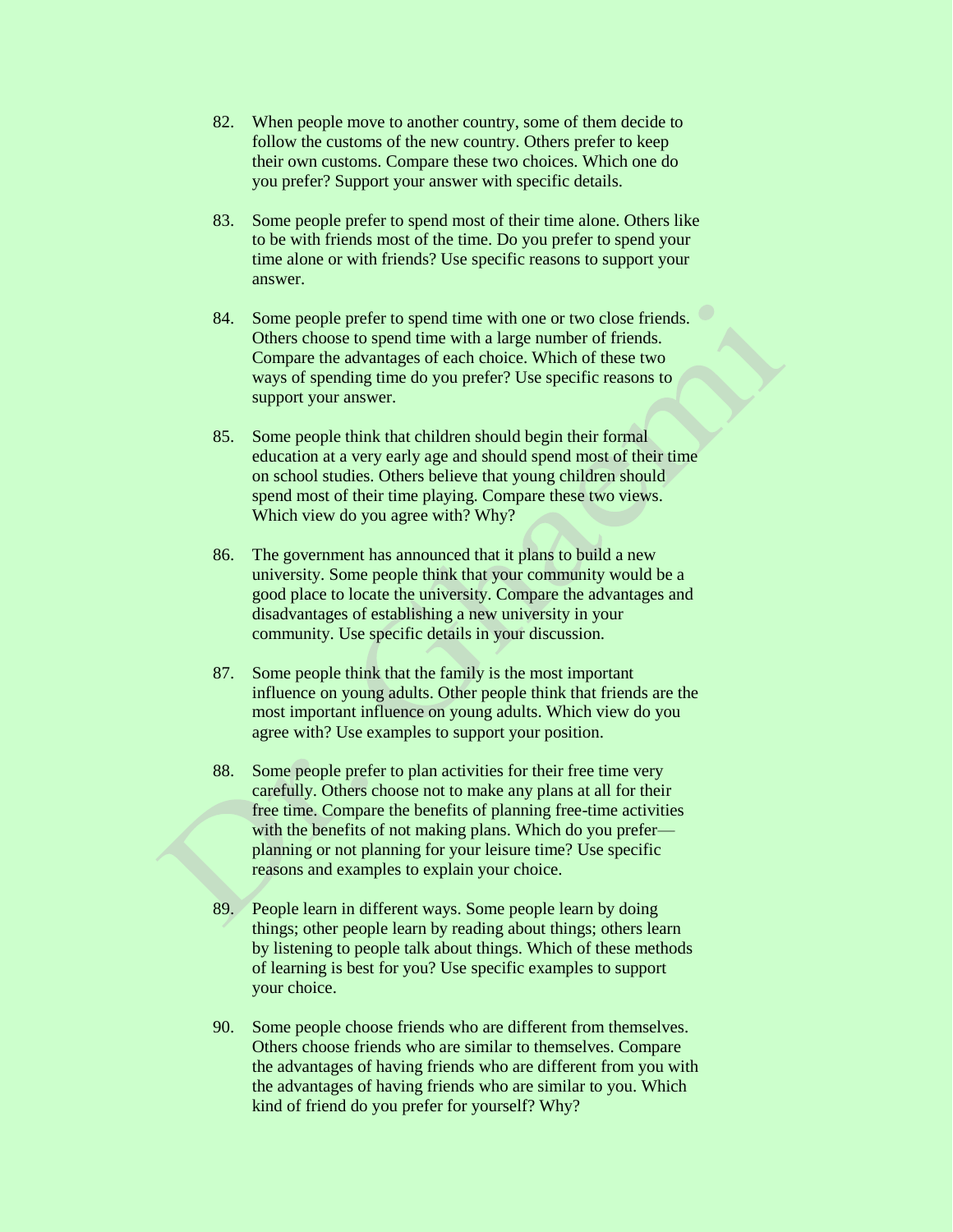82. When people move to another country, some of them decide to follow the customs of the new country. Others prefer to keep their own customs. Compare these two choices. Which one do you prefer? Support your answer with specific details.

83. Some people prefer to spend most of their time alone. Others like to be with friends most of the time. Do you prefer to spend your time alone or with friends? Use specific reasons to support your answer.

84. Some people prefer to spend time with one or two close friends. Others choose to spend time with a large number of friends. Compare the advantages of each choice. Which of these two ways of spending time do you prefer? Use specific reasons to support your answer.

85. Some people think that children should begin their formal education at a very early age and should spend most of their time on school studies. Others believe that young children should spend most of their time playing. Compare these two views. Which view do you agree with? Why?

86. The government has announced that it plans to build a new university. Some people think that your community would be a good place to locate the university. Compare the advantages and disadvantages of establishing a new university in your community. Use specific details in your discussion.

87. Some people think that the family is the most important influence on young adults. Other people think that friends are the most important influence on young adults. Which view do you agree with? Use examples to support your position.

88. Some people prefer to plan activities for their free time very carefully. Others choose not to make any plans at all for their free time. Compare the benefits of planning free-time activities with the benefits of not making plans. Which do you prefer—planning or not planning for your leisure time? Use specific reasons and examples to explain your choice.

89. People learn in different ways. Some people learn by doing things; other people learn by reading about things; others learn by listening to people talk about things. Which of these methods of learning is best for you? Use specific examples to support your choice.

90. Some people choose friends who are different from themselves. Others choose friends who are similar to themselves. Compare the advantages of having friends who are different from you with the advantages of having friends who are similar to you. Which kind of friend do you prefer for yourself? Why?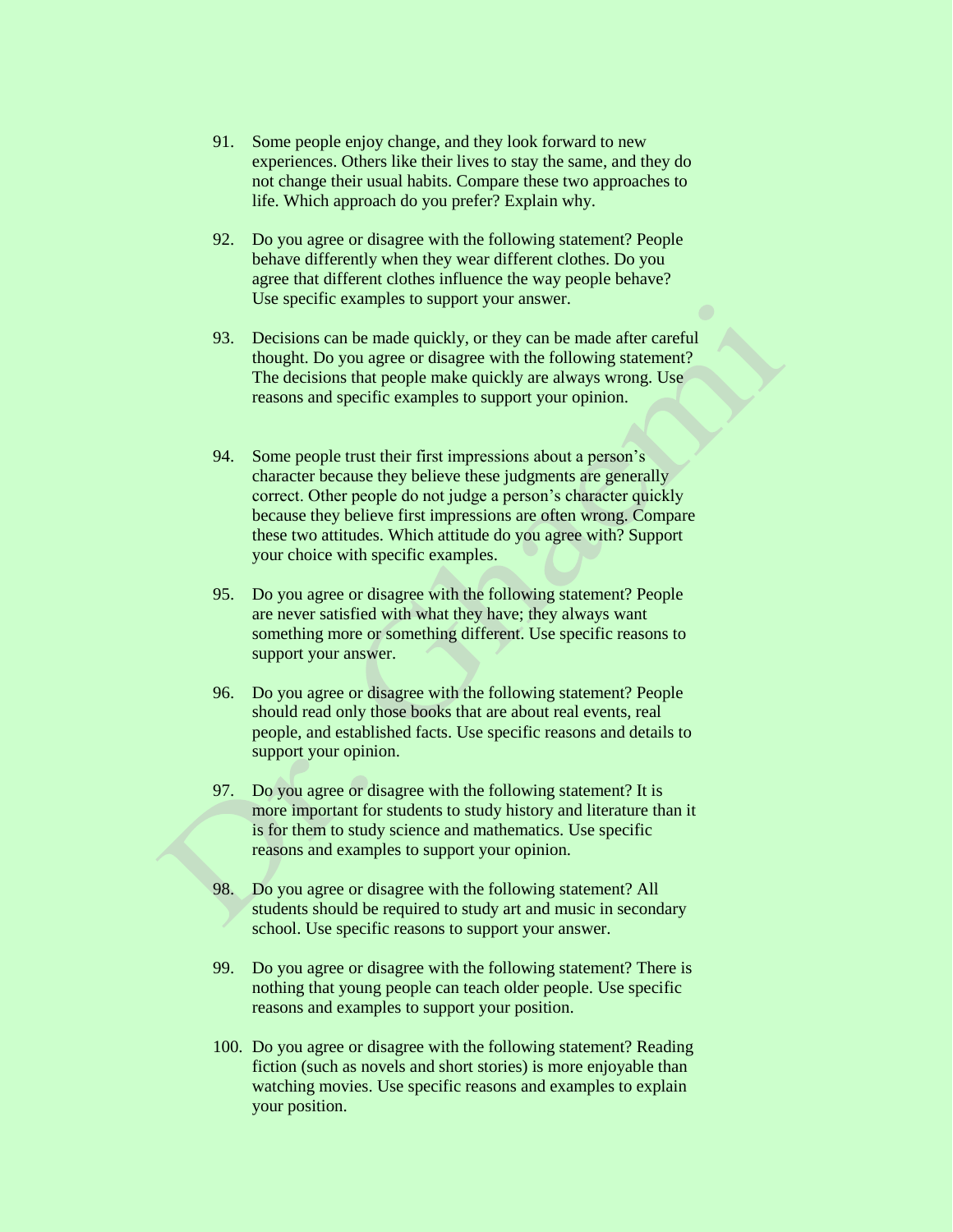91. Some people enjoy change, and they look forward to new experiences. Others like their lives to stay the same, and they do not change their usual habits. Compare these two approaches to life. Which approach do you prefer? Explain why.

92. Do you agree or disagree with the following statement? People behave differently when they wear different clothes. Do you agree that different clothes influence the way people behave? Use specific examples to support your answer.

93. Decisions can be made quickly, or they can be made after careful thought. Do you agree or disagree with the following statement? The decisions that people make quickly are always wrong. Use reasons and specific examples to support your opinion.

94. Some people trust their first impressions about a person's character because they believe these judgments are generally correct. Other people do not judge a person's character quickly because they believe first impressions are often wrong. Compare these two attitudes. Which attitude do you agree with? Support your choice with specific examples.

95. Do you agree or disagree with the following statement? People are never satisfied with what they have; they always want something more or something different. Use specific reasons to support your answer.

96. Do you agree or disagree with the following statement? People should read only those books that are about real events, real people, and established facts. Use specific reasons and details to support your opinion.

97. Do you agree or disagree with the following statement? It is more important for students to study history and literature than it is for them to study science and mathematics. Use specific reasons and examples to support your opinion.

98. Do you agree or disagree with the following statement? All students should be required to study art and music in secondary school. Use specific reasons to support your answer.

99. Do you agree or disagree with the following statement? There is nothing that young people can teach older people. Use specific reasons and examples to support your position.

100. Do you agree or disagree with the following statement? Reading fiction (such as novels and short stories) is more enjoyable than watching movies. Use specific reasons and examples to explain your position.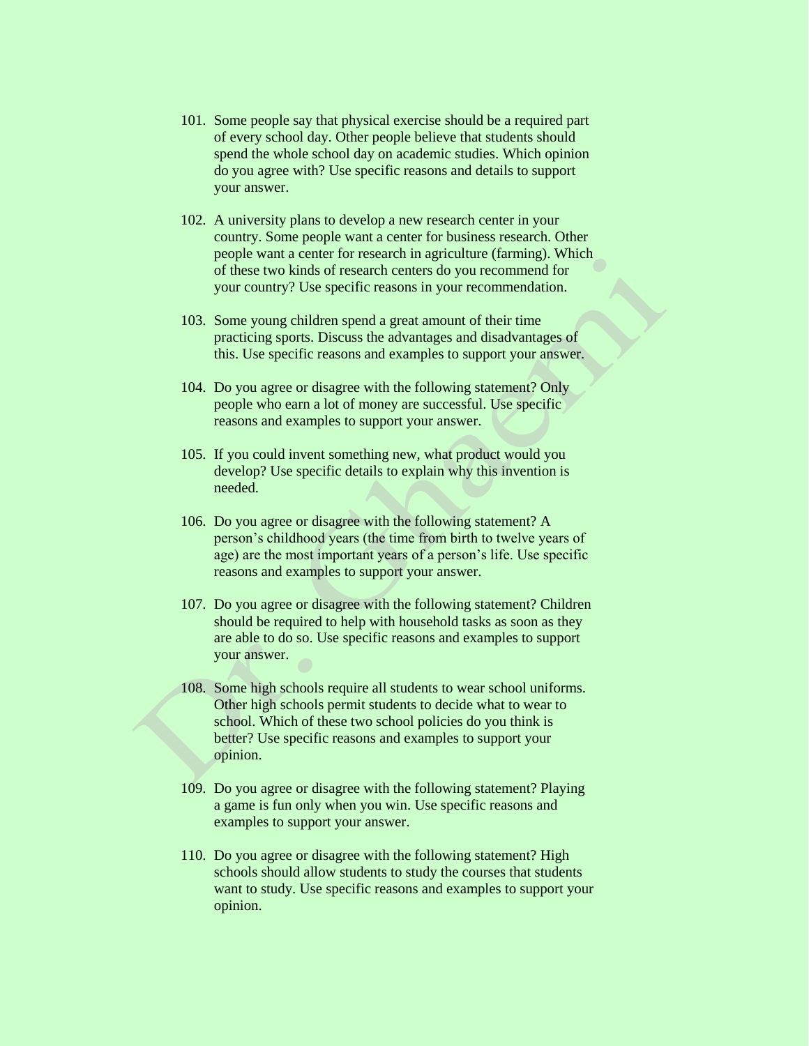101. Some people say that physical exercise should be a required part of every school day. Other people believe that students should spend the whole school day on academic studies. Which opinion do you agree with? Use specific reasons and details to support your answer.

102. A university plans to develop a new research center in your country. Some people want a center for business research. Other people want a center for research in agriculture (farming). Which of these two kinds of research centers do you recommend for your country? Use specific reasons in your recommendation.

103. Some young children spend a great amount of their time practicing sports. Discuss the advantages and disadvantages of this. Use specific reasons and examples to support your answer.

104. Do you agree or disagree with the following statement? Only people who earn a lot of money are successful. Use specific reasons and examples to support your answer.

105. If you could invent something new, what product would you develop? Use specific details to explain why this invention is needed.

106. Do you agree or disagree with the following statement? A person's childhood years (the time from birth to twelve years of age) are the most important years of a person's life. Use specific reasons and examples to support your answer.

107. Do you agree or disagree with the following statement? Children should be required to help with household tasks as soon as they are able to do so. Use specific reasons and examples to support your answer.

108. Some high schools require all students to wear school uniforms. Other high schools permit students to decide what to wear to school. Which of these two school policies do you think is better? Use specific reasons and examples to support your opinion.

109. Do you agree or disagree with the following statement? Playing a game is fun only when you win. Use specific reasons and examples to support your answer.

110. Do you agree or disagree with the following statement? High schools should allow students to study the courses that students want to study. Use specific reasons and examples to support your opinion.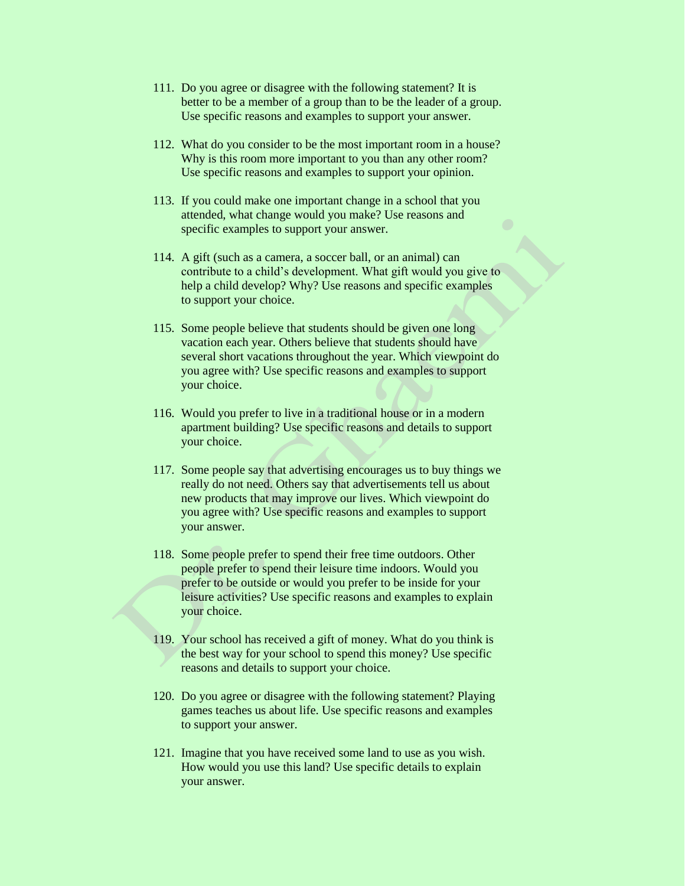111. Do you agree or disagree with the following statement? It is better to be a member of a group than to be the leader of a group. Use specific reasons and examples to support your answer.

112. What do you consider to be the most important room in a house? Why is this room more important to you than any other room? Use specific reasons and examples to support your opinion.

113. If you could make one important change in a school that you attended, what change would you make? Use reasons and specific examples to support your answer.

114. A gift (such as a camera, a soccer ball, or an animal) can contribute to a child's development. What gift would you give to help a child develop? Why? Use reasons and specific examples to support your choice.

115. Some people believe that students should be given one long vacation each year. Others believe that students should have several short vacations throughout the year. Which viewpoint do you agree with? Use specific reasons and examples to support your choice.

116. Would you prefer to live in a traditional house or in a modern apartment building? Use specific reasons and details to support your choice.

117. Some people say that advertising encourages us to buy things we really do not need. Others say that advertisements tell us about new products that may improve our lives. Which viewpoint do you agree with? Use specific reasons and examples to support your answer.

118. Some people prefer to spend their free time outdoors. Other people prefer to spend their leisure time indoors. Would you prefer to be outside or would you prefer to be inside for your leisure activities? Use specific reasons and examples to explain your choice.

119. Your school has received a gift of money. What do you think is the best way for your school to spend this money? Use specific reasons and details to support your choice.

120. Do you agree or disagree with the following statement? Playing games teaches us about life. Use specific reasons and examples to support your answer.

121. Imagine that you have received some land to use as you wish. How would you use this land? Use specific details to explain your answer.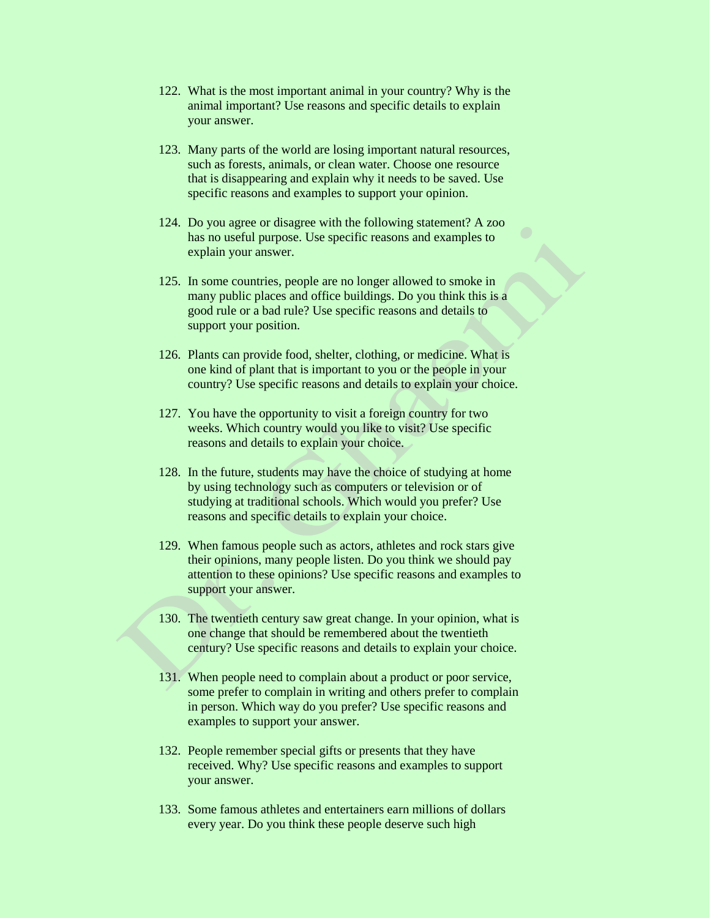122. What is the most important animal in your country? Why is the animal important? Use reasons and specific details to explain your answer.

123. Many parts of the world are losing important natural resources, such as forests, animals, or clean water. Choose one resource that is disappearing and explain why it needs to be saved. Use specific reasons and examples to support your opinion.

124. Do you agree or disagree with the following statement? A zoo has no useful purpose. Use specific reasons and examples to explain your answer.

125. In some countries, people are no longer allowed to smoke in many public places and office buildings. Do you think this is a good rule or a bad rule? Use specific reasons and details to support your position.

126. Plants can provide food, shelter, clothing, or medicine. What is one kind of plant that is important to you or the people in your country? Use specific reasons and details to explain your choice.

127. You have the opportunity to visit a foreign country for two weeks. Which country would you like to visit? Use specific reasons and details to explain your choice.

128. In the future, students may have the choice of studying at home by using technology such as computers or television or of studying at traditional schools. Which would you prefer? Use reasons and specific details to explain your choice.

129. When famous people such as actors, athletes and rock stars give their opinions, many people listen. Do you think we should pay attention to these opinions? Use specific reasons and examples to support your answer.

130. The twentieth century saw great change. In your opinion, what is one change that should be remembered about the twentieth century? Use specific reasons and details to explain your choice.

131. When people need to complain about a product or poor service, some prefer to complain in writing and others prefer to complain in person. Which way do you prefer? Use specific reasons and examples to support your answer.

132. People remember special gifts or presents that they have received. Why? Use specific reasons and examples to support your answer.

133. Some famous athletes and entertainers earn millions of dollars every year. Do you think these people deserve such high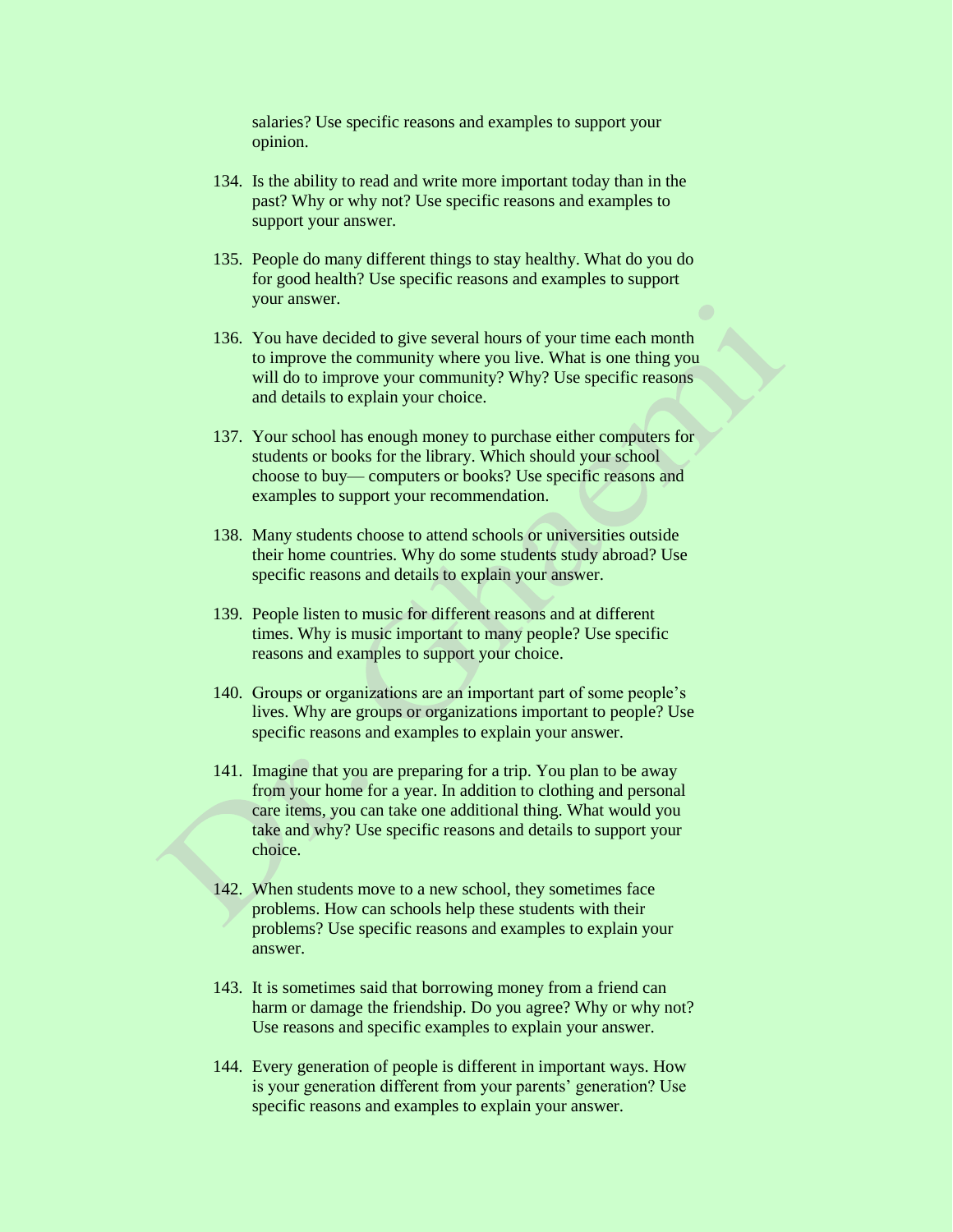salaries? Use specific reasons and examples to support your opinion.

134. Is the ability to read and write more important today than in the past? Why or why not? Use specific reasons and examples to support your answer.

135. People do many different things to stay healthy. What do you do for good health? Use specific reasons and examples to support your answer.

136. You have decided to give several hours of your time each month to improve the community where you live. What is one thing you will do to improve your community? Why? Use specific reasons and details to explain your choice.

137. Your school has enough money to purchase either computers for students or books for the library. Which should your school choose to buy— computers or books? Use specific reasons and examples to support your recommendation.

138. Many students choose to attend schools or universities outside their home countries. Why do some students study abroad? Use specific reasons and details to explain your answer.

139. People listen to music for different reasons and at different times. Why is music important to many people? Use specific reasons and examples to support your choice.

140. Groups or organizations are an important part of some people's lives. Why are groups or organizations important to people? Use specific reasons and examples to explain your answer.

141. Imagine that you are preparing for a trip. You plan to be away from your home for a year. In addition to clothing and personal care items, you can take one additional thing. What would you take and why? Use specific reasons and details to support your choice.

142. When students move to a new school, they sometimes face problems. How can schools help these students with their problems? Use specific reasons and examples to explain your answer.

143. It is sometimes said that borrowing money from a friend can harm or damage the friendship. Do you agree? Why or why not? Use reasons and specific examples to explain your answer.

144. Every generation of people is different in important ways. How is your generation different from your parents' generation? Use specific reasons and examples to explain your answer.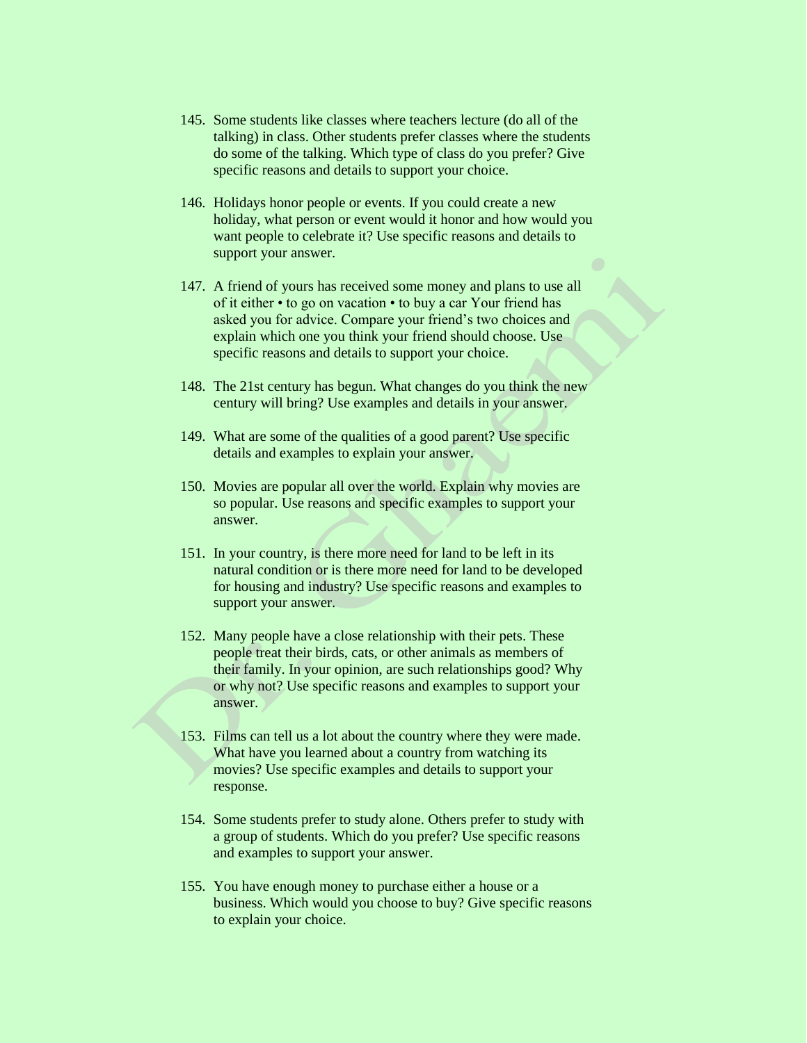145. Some students like classes where teachers lecture (do all of the talking) in class. Other students prefer classes where the students do some of the talking. Which type of class do you prefer? Give specific reasons and details to support your choice.

146. Holidays honor people or events. If you could create a new holiday, what person or event would it honor and how would you want people to celebrate it? Use specific reasons and details to support your answer.

147. A friend of yours has received some money and plans to use all of it either • to go on vacation • to buy a car Your friend has asked you for advice. Compare your friend's two choices and explain which one you think your friend should choose. Use specific reasons and details to support your choice.

148. The 21st century has begun. What changes do you think the new century will bring? Use examples and details in your answer.

149. What are some of the qualities of a good parent? Use specific details and examples to explain your answer.

150. Movies are popular all over the world. Explain why movies are so popular. Use reasons and specific examples to support your answer.

151. In your country, is there more need for land to be left in its natural condition or is there more need for land to be developed for housing and industry? Use specific reasons and examples to support your answer.

152. Many people have a close relationship with their pets. These people treat their birds, cats, or other animals as members of their family. In your opinion, are such relationships good? Why or why not? Use specific reasons and examples to support your answer.

153. Films can tell us a lot about the country where they were made. What have you learned about a country from watching its movies? Use specific examples and details to support your response.

154. Some students prefer to study alone. Others prefer to study with a group of students. Which do you prefer? Use specific reasons and examples to support your answer.

155. You have enough money to purchase either a house or a business. Which would you choose to buy? Give specific reasons to explain your choice.